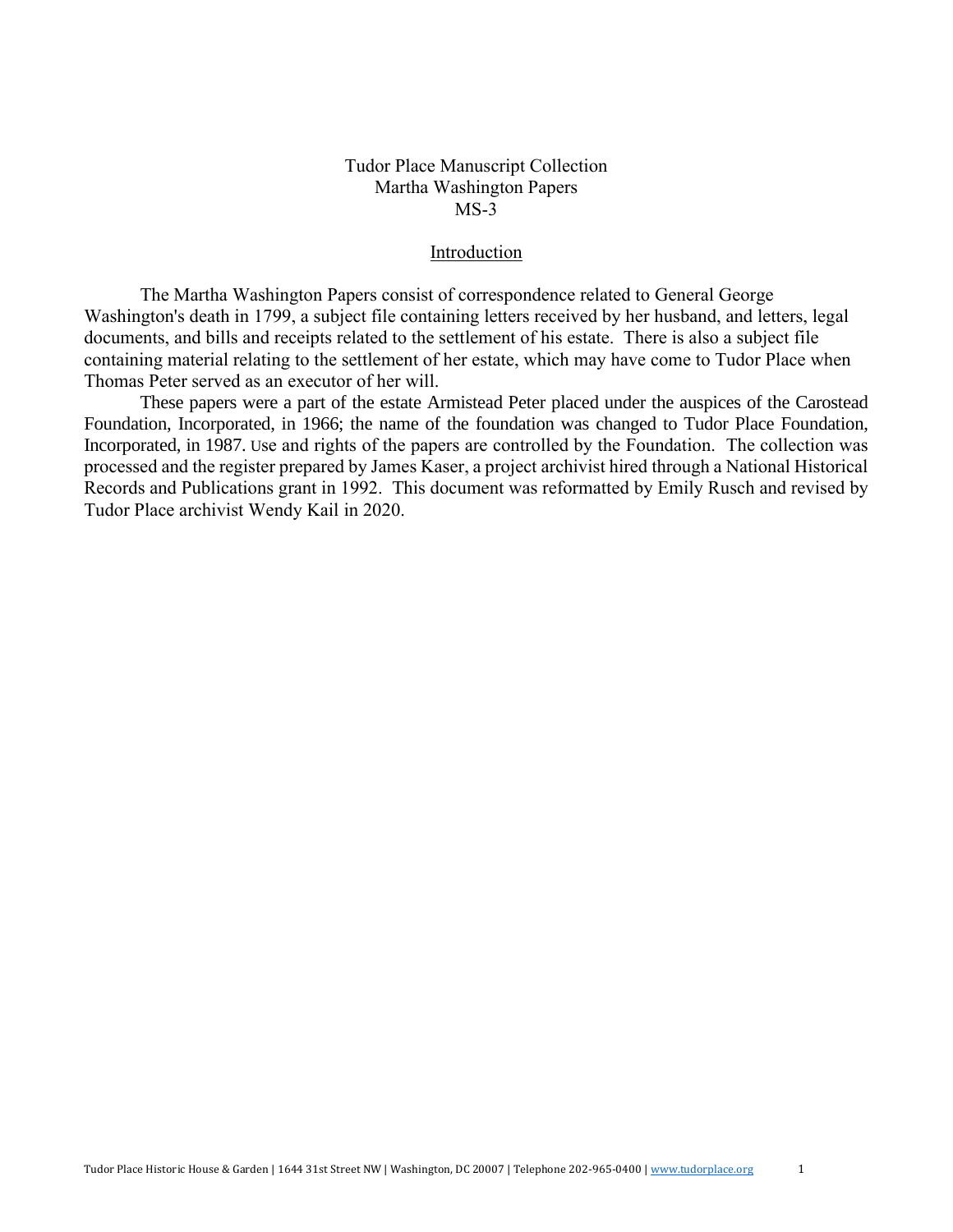# Tudor Place Manuscript Collection
# Martha Washington Papers
# MS-3

## Introduction

The Martha Washington Papers consist of correspondence related to General George Washington's death in 1799, a subject file containing letters received by her husband, and letters, legal documents, and bills and receipts related to the settlement of his estate. There is also a subject file containing material relating to the settlement of her estate, which may have come to Tudor Place when Thomas Peter served as an executor of her will.

These papers were a part of the estate Armistead Peter placed under the auspices of the Carostead Foundation, Incorporated, in 1966; the name of the foundation was changed to Tudor Place Foundation, Incorporated, in 1987. Use and rights of the papers are controlled by the Foundation. The collection was processed and the register prepared by James Kaser, a project archivist hired through a National Historical Records and Publications grant in 1992. This document was reformatted by Emily Rusch and revised by Tudor Place archivist Wendy Kail in 2020.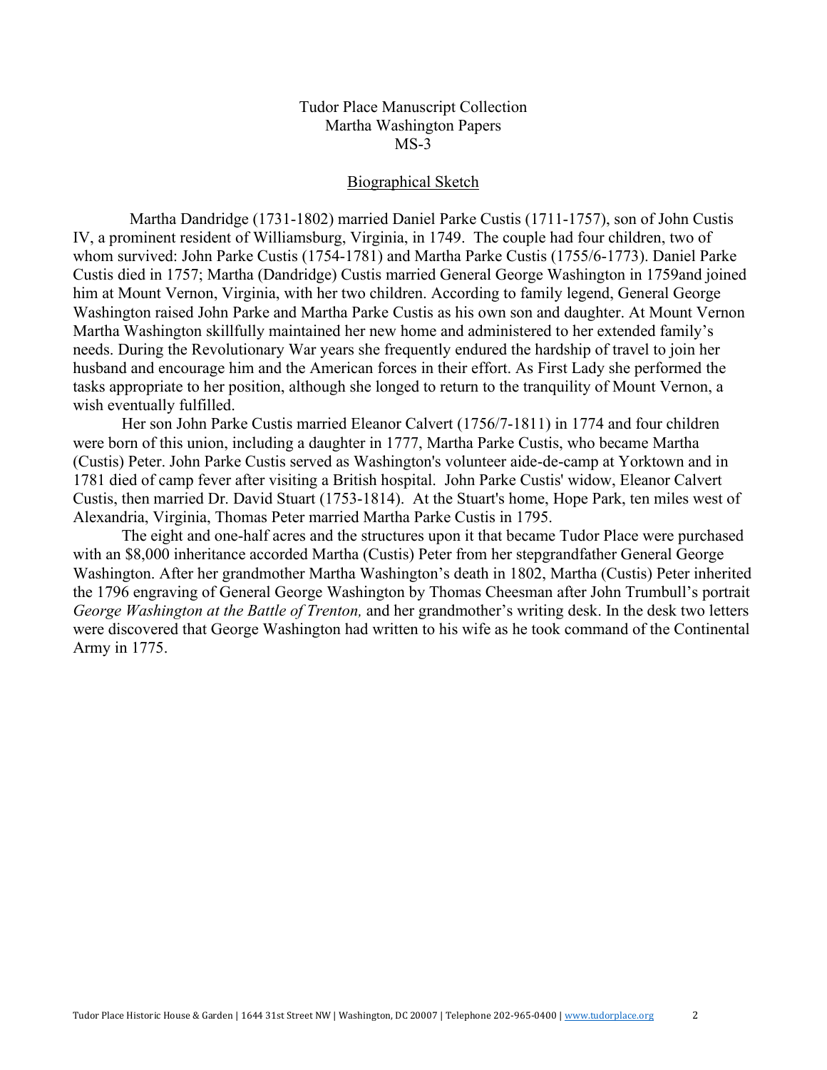Tudor Place Manuscript Collection
Martha Washington Papers
MS-3

## Biographical Sketch

Martha Dandridge (1731-1802) married Daniel Parke Custis (1711-1757), son of John Custis IV, a prominent resident of Williamsburg, Virginia, in 1749. The couple had four children, two of whom survived: John Parke Custis (1754-1781) and Martha Parke Custis (1755/6-1773). Daniel Parke Custis died in 1757; Martha (Dandridge) Custis married General George Washington in 1759and joined him at Mount Vernon, Virginia, with her two children. According to family legend, General George Washington raised John Parke and Martha Parke Custis as his own son and daughter. At Mount Vernon Martha Washington skillfully maintained her new home and administered to her extended family's needs. During the Revolutionary War years she frequently endured the hardship of travel to join her husband and encourage him and the American forces in their effort. As First Lady she performed the tasks appropriate to her position, although she longed to return to the tranquility of Mount Vernon, a wish eventually fulfilled.

Her son John Parke Custis married Eleanor Calvert (1756/7-1811) in 1774 and four children were born of this union, including a daughter in 1777, Martha Parke Custis, who became Martha (Custis) Peter. John Parke Custis served as Washington's volunteer aide-de-camp at Yorktown and in 1781 died of camp fever after visiting a British hospital. John Parke Custis' widow, Eleanor Calvert Custis, then married Dr. David Stuart (1753-1814). At the Stuart's home, Hope Park, ten miles west of Alexandria, Virginia, Thomas Peter married Martha Parke Custis in 1795.

The eight and one-half acres and the structures upon it that became Tudor Place were purchased with an $8,000 inheritance accorded Martha (Custis) Peter from her stepgrandfather General George Washington. After her grandmother Martha Washington's death in 1802, Martha (Custis) Peter inherited the 1796 engraving of General George Washington by Thomas Cheesman after John Trumbull's portrait *George Washington at the Battle of Trenton,* and her grandmother's writing desk. In the desk two letters were discovered that George Washington had written to his wife as he took command of the Continental Army in 1775.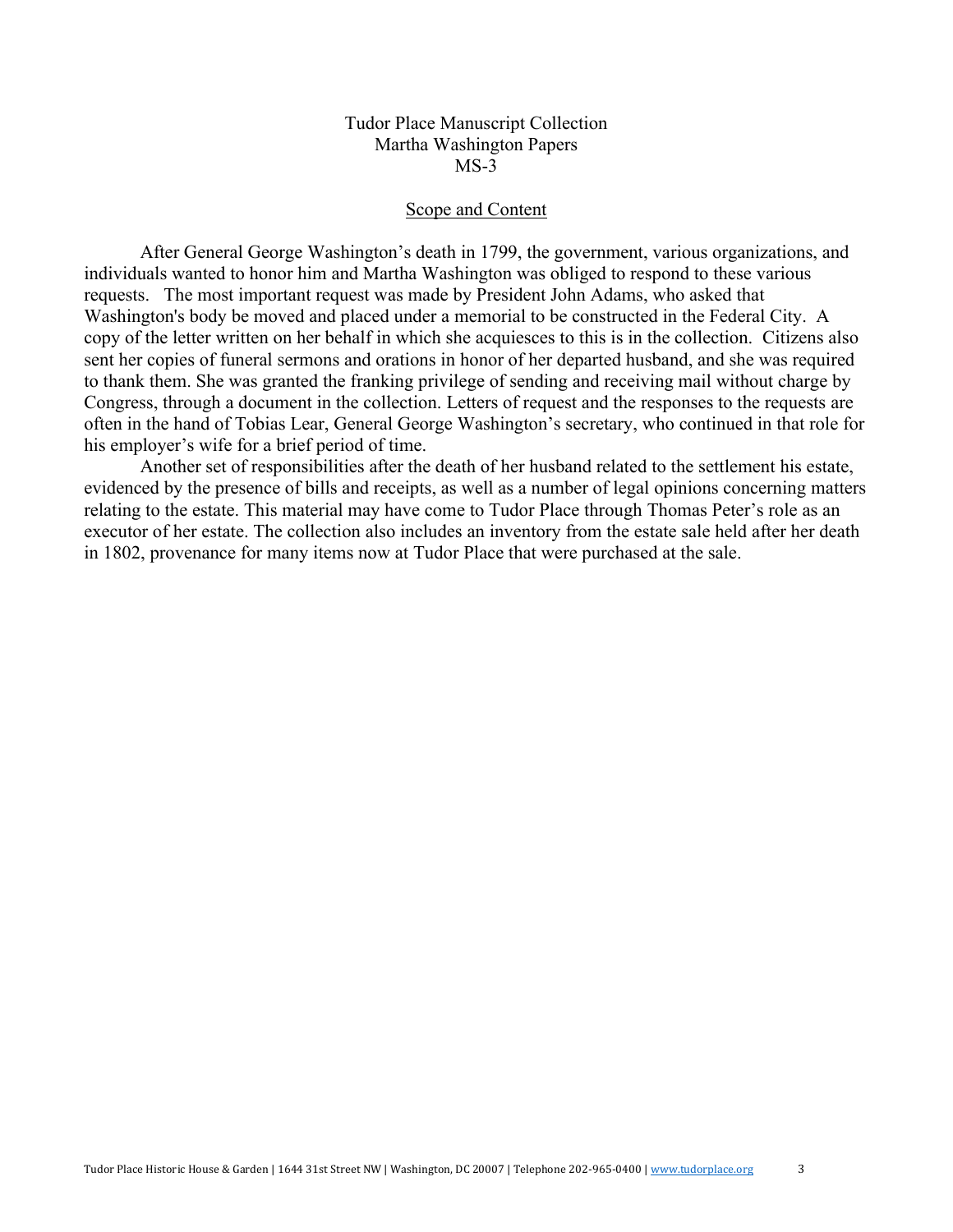Tudor Place Manuscript Collection
Martha Washington Papers
MS-3

## Scope and Content

After General George Washington's death in 1799, the government, various organizations, and individuals wanted to honor him and Martha Washington was obliged to respond to these various requests. The most important request was made by President John Adams, who asked that Washington's body be moved and placed under a memorial to be constructed in the Federal City. A copy of the letter written on her behalf in which she acquiesces to this is in the collection. Citizens also sent her copies of funeral sermons and orations in honor of her departed husband, and she was required to thank them. She was granted the franking privilege of sending and receiving mail without charge by Congress, through a document in the collection. Letters of request and the responses to the requests are often in the hand of Tobias Lear, General George Washington's secretary, who continued in that role for his employer's wife for a brief period of time.

Another set of responsibilities after the death of her husband related to the settlement his estate, evidenced by the presence of bills and receipts, as well as a number of legal opinions concerning matters relating to the estate. This material may have come to Tudor Place through Thomas Peter's role as an executor of her estate. The collection also includes an inventory from the estate sale held after her death in 1802, provenance for many items now at Tudor Place that were purchased at the sale.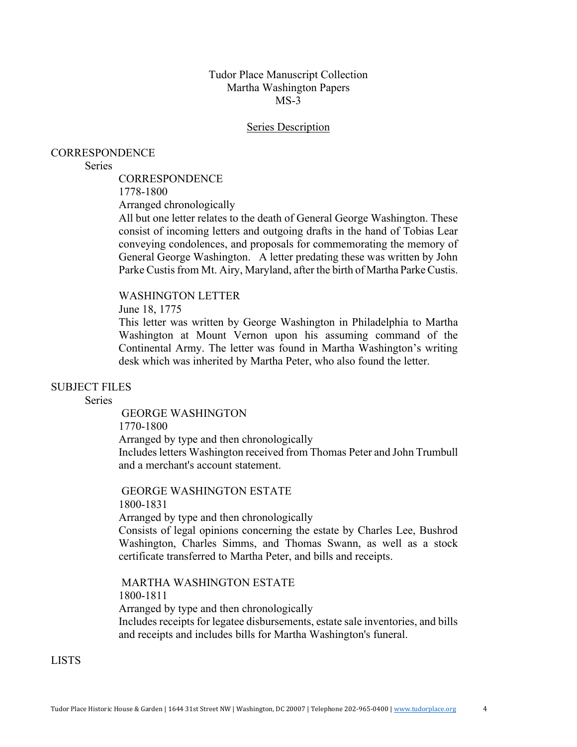Tudor Place Manuscript Collection
Martha Washington Papers
MS-3

## Series Description

### CORRESPONDENCE

Series

CORRESPONDENCE
1778-1800
Arranged chronologically
All but one letter relates to the death of General George Washington. These consist of incoming letters and outgoing drafts in the hand of Tobias Lear conveying condolences, and proposals for commemorating the memory of General George Washington. A letter predating these was written by John Parke Custis from Mt. Airy, Maryland, after the birth of Martha Parke Custis.

WASHINGTON LETTER
June 18, 1775
This letter was written by George Washington in Philadelphia to Martha Washington at Mount Vernon upon his assuming command of the Continental Army. The letter was found in Martha Washington's writing desk which was inherited by Martha Peter, who also found the letter.

### SUBJECT FILES

Series

GEORGE WASHINGTON
1770-1800
Arranged by type and then chronologically
Includes letters Washington received from Thomas Peter and John Trumbull and a merchant's account statement.

GEORGE WASHINGTON ESTATE
1800-1831
Arranged by type and then chronologically
Consists of legal opinions concerning the estate by Charles Lee, Bushrod Washington, Charles Simms, and Thomas Swann, as well as a stock certificate transferred to Martha Peter, and bills and receipts.

MARTHA WASHINGTON ESTATE
1800-1811
Arranged by type and then chronologically
Includes receipts for legatee disbursements, estate sale inventories, and bills and receipts and includes bills for Martha Washington's funeral.

### LISTS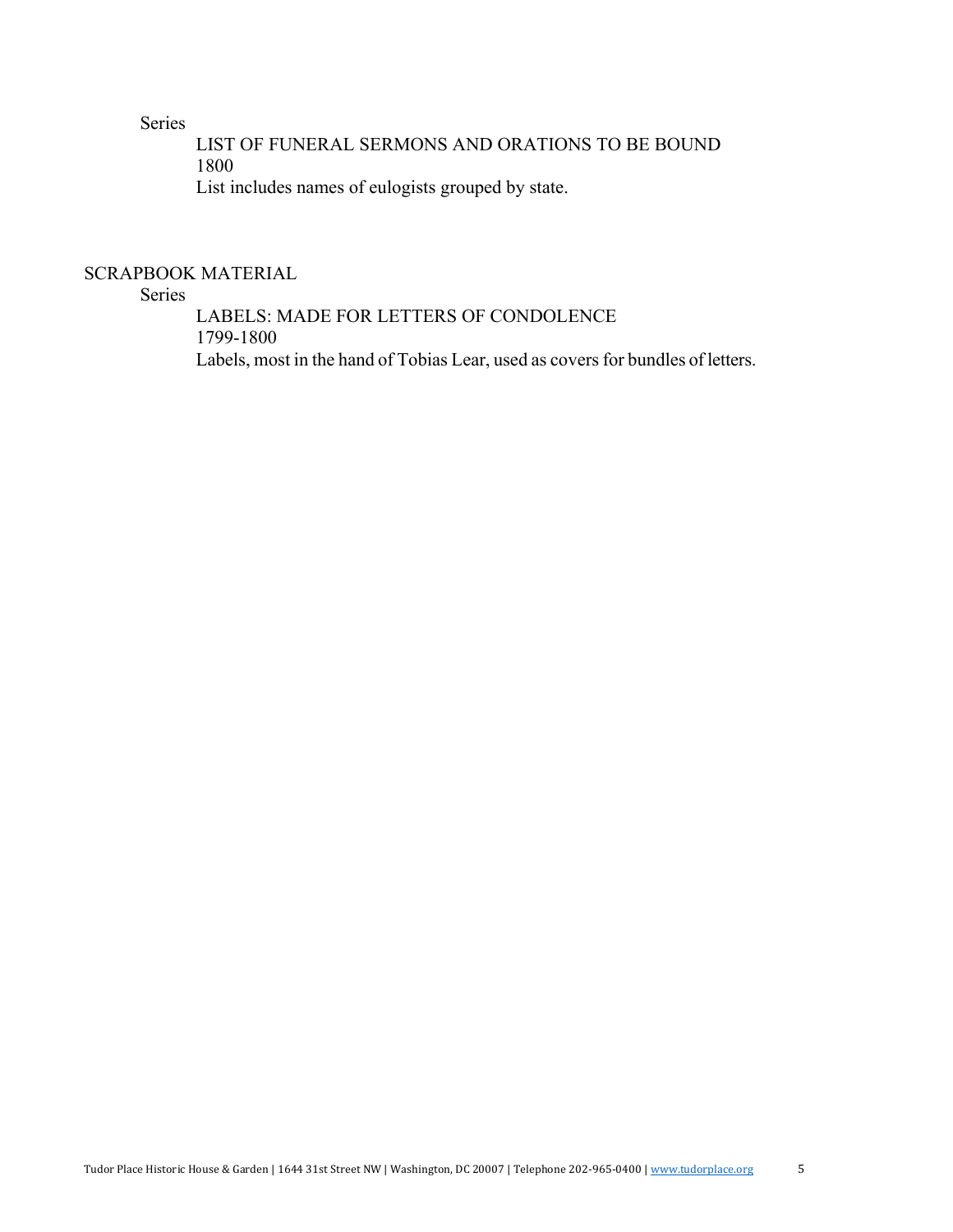Series

LIST OF FUNERAL SERMONS AND ORATIONS TO BE BOUND
1800
List includes names of eulogists grouped by state.

## SCRAPBOOK MATERIAL

Series

LABELS: MADE FOR LETTERS OF CONDOLENCE
1799-1800
Labels, most in the hand of Tobias Lear, used as covers for bundles of letters.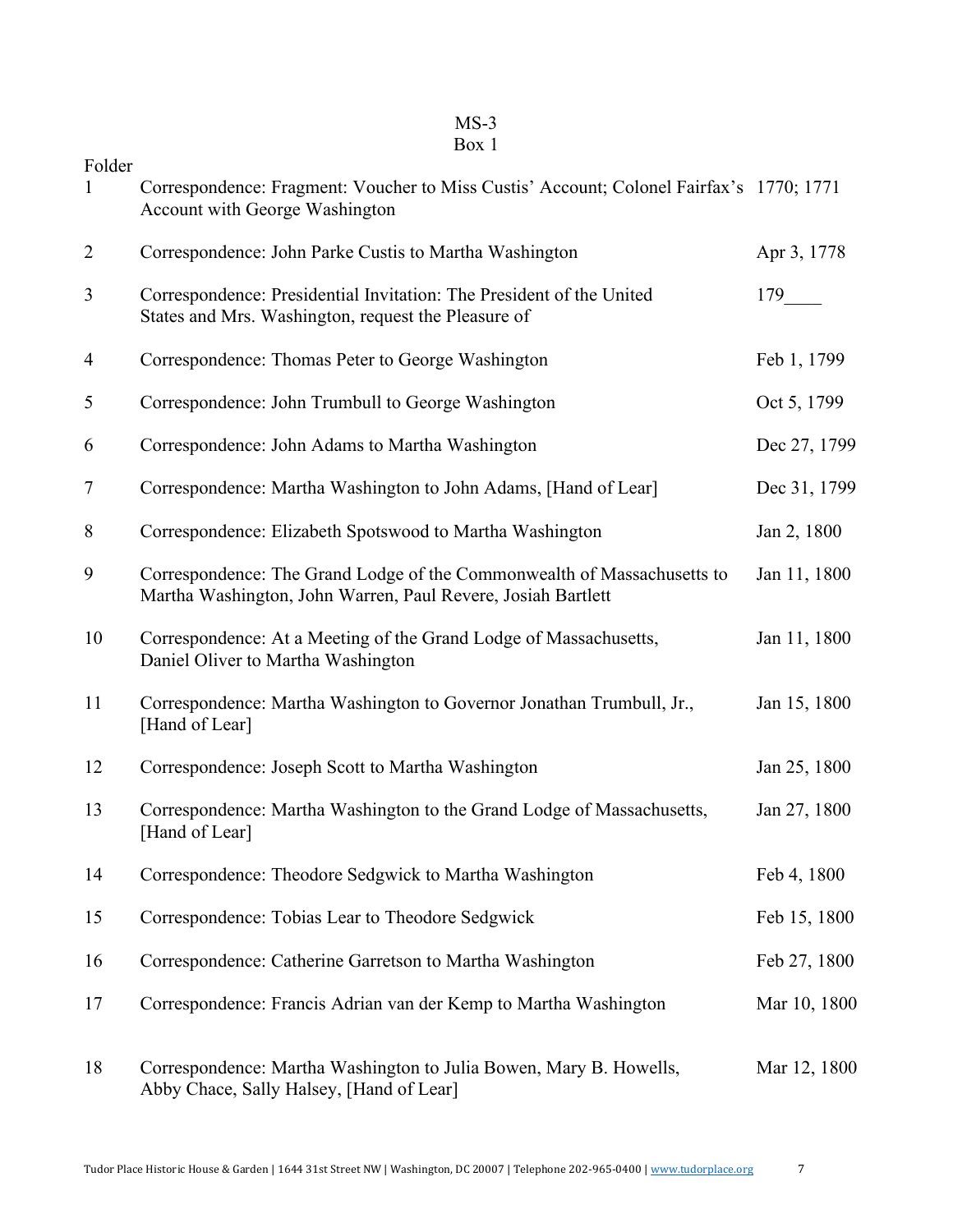MS-3

Box 1

| Folder | | |
|---|---|---|
| 1 | Correspondence: Fragment: Voucher to Miss Custis' Account; Colonel Fairfax's Account with George Washington | 1770; 1771 |
| 2 | Correspondence: John Parke Custis to Martha Washington | Apr 3, 1778 |
| 3 | Correspondence: Presidential Invitation: The President of the United States and Mrs. Washington, request the Pleasure of | 179____ |
| 4 | Correspondence: Thomas Peter to George Washington | Feb 1, 1799 |
| 5 | Correspondence: John Trumbull to George Washington | Oct 5, 1799 |
| 6 | Correspondence: John Adams to Martha Washington | Dec 27, 1799 |
| 7 | Correspondence: Martha Washington to John Adams, [Hand of Lear] | Dec 31, 1799 |
| 8 | Correspondence: Elizabeth Spotswood to Martha Washington | Jan 2, 1800 |
| 9 | Correspondence: The Grand Lodge of the Commonwealth of Massachusetts to Martha Washington, John Warren, Paul Revere, Josiah Bartlett | Jan 11, 1800 |
| 10 | Correspondence: At a Meeting of the Grand Lodge of Massachusetts, Daniel Oliver to Martha Washington | Jan 11, 1800 |
| 11 | Correspondence: Martha Washington to Governor Jonathan Trumbull, Jr., [Hand of Lear] | Jan 15, 1800 |
| 12 | Correspondence: Joseph Scott to Martha Washington | Jan 25, 1800 |
| 13 | Correspondence: Martha Washington to the Grand Lodge of Massachusetts, [Hand of Lear] | Jan 27, 1800 |
| 14 | Correspondence: Theodore Sedgwick to Martha Washington | Feb 4, 1800 |
| 15 | Correspondence: Tobias Lear to Theodore Sedgwick | Feb 15, 1800 |
| 16 | Correspondence: Catherine Garretson to Martha Washington | Feb 27, 1800 |
| 17 | Correspondence: Francis Adrian van der Kemp to Martha Washington | Mar 10, 1800 |
| 18 | Correspondence: Martha Washington to Julia Bowen, Mary B. Howells, Abby Chace, Sally Halsey, [Hand of Lear] | Mar 12, 1800 |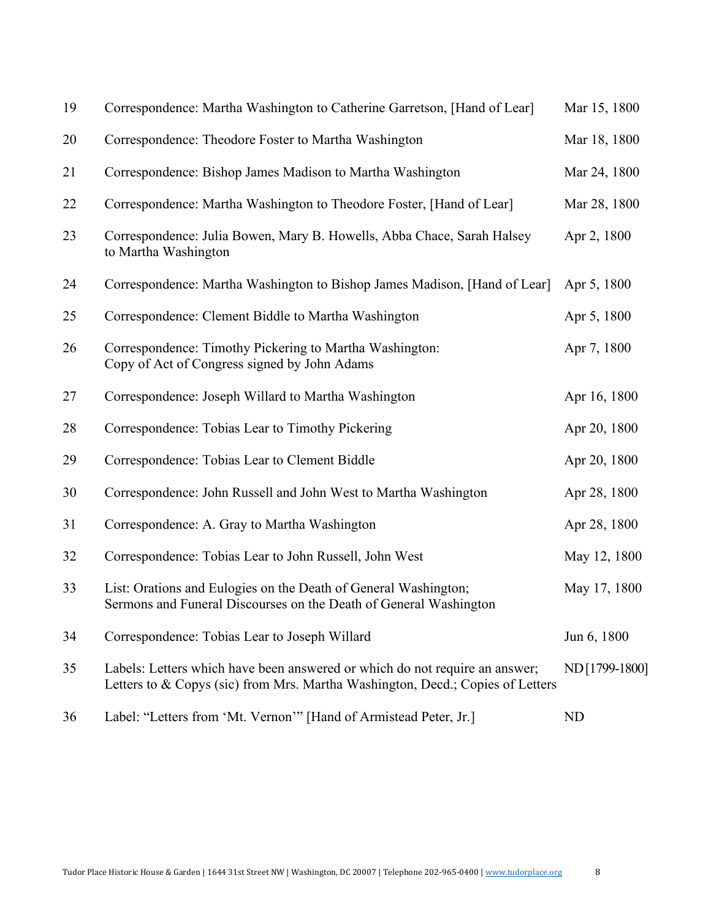| | | |
|---|---|---|
| 19 | Correspondence: Martha Washington to Catherine Garretson, [Hand of Lear] | Mar 15, 1800 |
| 20 | Correspondence: Theodore Foster to Martha Washington | Mar 18, 1800 |
| 21 | Correspondence: Bishop James Madison to Martha Washington | Mar 24, 1800 |
| 22 | Correspondence: Martha Washington to Theodore Foster, [Hand of Lear] | Mar 28, 1800 |
| 23 | Correspondence: Julia Bowen, Mary B. Howells, Abba Chace, Sarah Halsey to Martha Washington | Apr 2, 1800 |
| 24 | Correspondence: Martha Washington to Bishop James Madison, [Hand of Lear] | Apr 5, 1800 |
| 25 | Correspondence: Clement Biddle to Martha Washington | Apr 5, 1800 |
| 26 | Correspondence: Timothy Pickering to Martha Washington: Copy of Act of Congress signed by John Adams | Apr 7, 1800 |
| 27 | Correspondence: Joseph Willard to Martha Washington | Apr 16, 1800 |
| 28 | Correspondence: Tobias Lear to Timothy Pickering | Apr 20, 1800 |
| 29 | Correspondence: Tobias Lear to Clement Biddle | Apr 20, 1800 |
| 30 | Correspondence: John Russell and John West to Martha Washington | Apr 28, 1800 |
| 31 | Correspondence: A. Gray to Martha Washington | Apr 28, 1800 |
| 32 | Correspondence: Tobias Lear to John Russell, John West | May 12, 1800 |
| 33 | List: Orations and Eulogies on the Death of General Washington; Sermons and Funeral Discourses on the Death of General Washington | May 17, 1800 |
| 34 | Correspondence: Tobias Lear to Joseph Willard | Jun 6, 1800 |
| 35 | Labels: Letters which have been answered or which do not require an answer; Letters to & Copys (sic) from Mrs. Martha Washington, Decd.; Copies of Letters | ND [1799-1800] |
| 36 | Label: "Letters from 'Mt. Vernon'" [Hand of Armistead Peter, Jr.] | ND |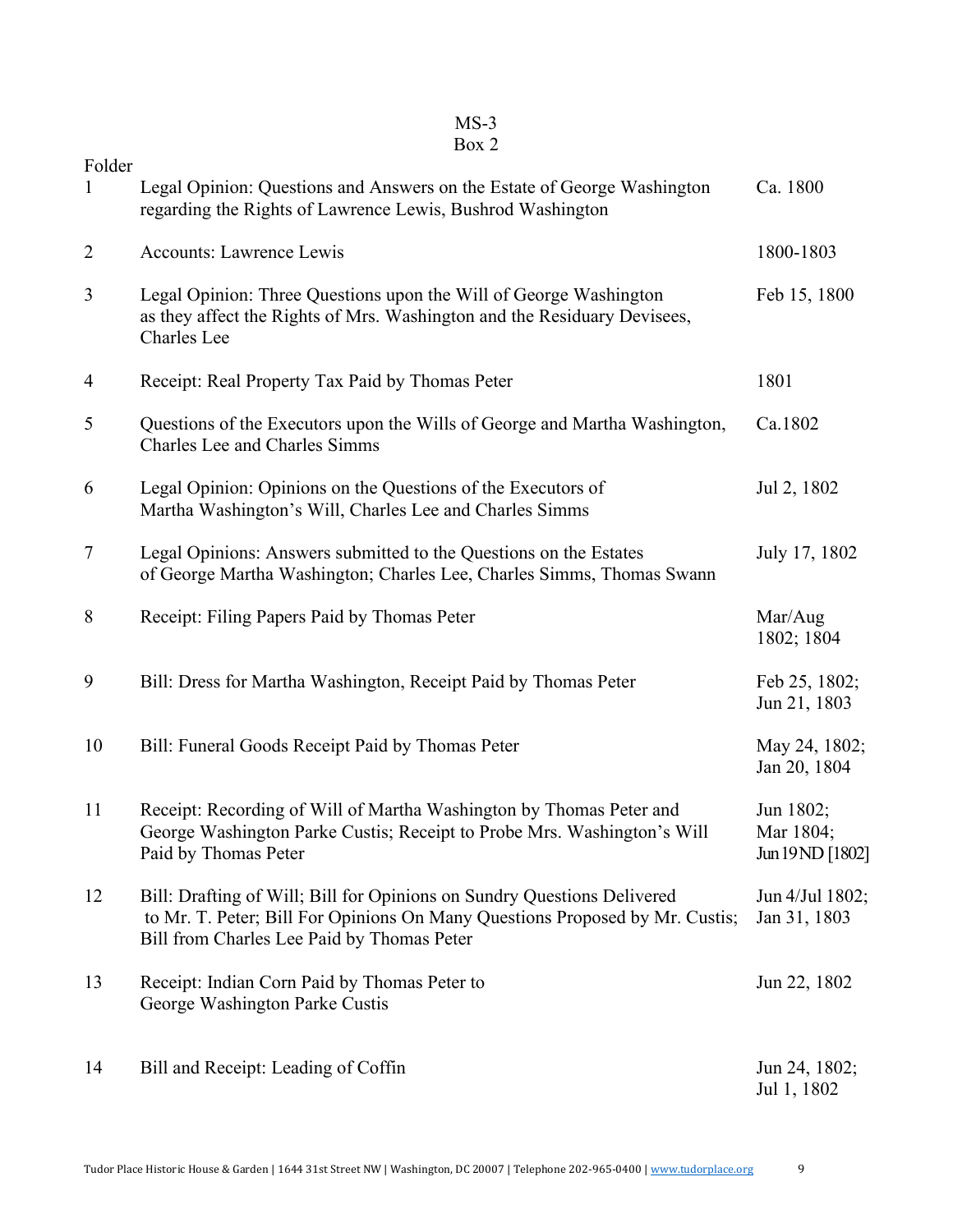MS-3
Box 2

| Folder | | |
|---|---|---|
| 1 | Legal Opinion: Questions and Answers on the Estate of George Washington regarding the Rights of Lawrence Lewis, Bushrod Washington | Ca. 1800 |
| 2 | Accounts: Lawrence Lewis | 1800-1803 |
| 3 | Legal Opinion: Three Questions upon the Will of George Washington as they affect the Rights of Mrs. Washington and the Residuary Devisees, Charles Lee | Feb 15, 1800 |
| 4 | Receipt: Real Property Tax Paid by Thomas Peter | 1801 |
| 5 | Questions of the Executors upon the Wills of George and Martha Washington, Charles Lee and Charles Simms | Ca.1802 |
| 6 | Legal Opinion: Opinions on the Questions of the Executors of Martha Washington's Will, Charles Lee and Charles Simms | Jul 2, 1802 |
| 7 | Legal Opinions: Answers submitted to the Questions on the Estates of George Martha Washington; Charles Lee, Charles Simms, Thomas Swann | July 17, 1802 |
| 8 | Receipt: Filing Papers Paid by Thomas Peter | Mar/Aug 1802; 1804 |
| 9 | Bill: Dress for Martha Washington, Receipt Paid by Thomas Peter | Feb 25, 1802; Jun 21, 1803 |
| 10 | Bill: Funeral Goods Receipt Paid by Thomas Peter | May 24, 1802; Jan 20, 1804 |
| 11 | Receipt: Recording of Will of Martha Washington by Thomas Peter and George Washington Parke Custis; Receipt to Probe Mrs. Washington's Will Paid by Thomas Peter | Jun 1802; Mar 1804; Jun 19 ND [1802] |
| 12 | Bill: Drafting of Will; Bill for Opinions on Sundry Questions Delivered to Mr. T. Peter; Bill For Opinions On Many Questions Proposed by Mr. Custis; Bill from Charles Lee Paid by Thomas Peter | Jun 4/Jul 1802; Jan 31, 1803 |
| 13 | Receipt: Indian Corn Paid by Thomas Peter to George Washington Parke Custis | Jun 22, 1802 |
| 14 | Bill and Receipt: Leading of Coffin | Jun 24, 1802; Jul 1, 1802 |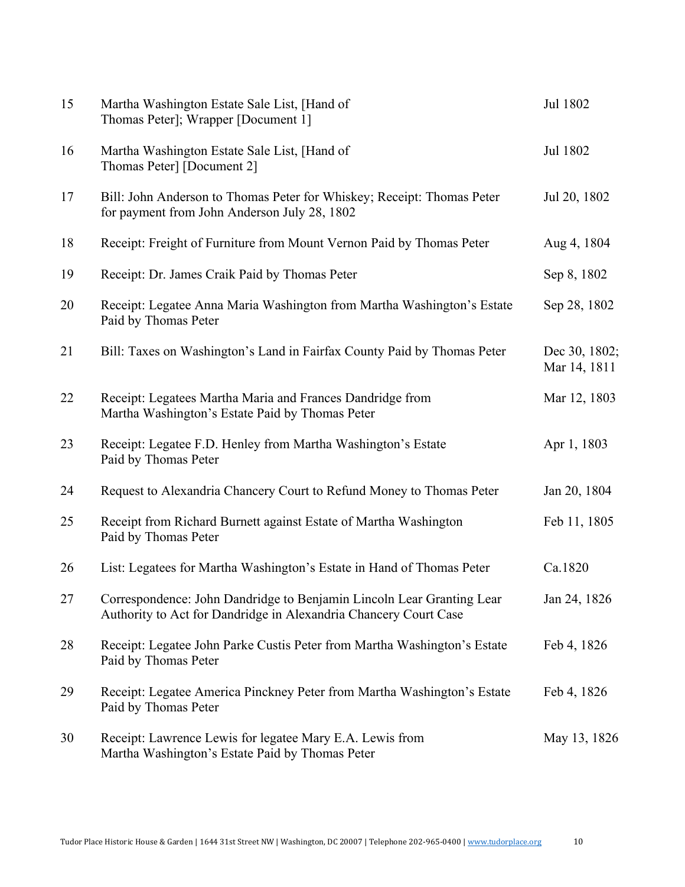| | | |
|---|---|---|
| 15 | Martha Washington Estate Sale List, [Hand of Thomas Peter]; Wrapper [Document 1] | Jul 1802 |
| 16 | Martha Washington Estate Sale List, [Hand of Thomas Peter] [Document 2] | Jul 1802 |
| 17 | Bill: John Anderson to Thomas Peter for Whiskey; Receipt: Thomas Peter for payment from John Anderson July 28, 1802 | Jul 20, 1802 |
| 18 | Receipt: Freight of Furniture from Mount Vernon Paid by Thomas Peter | Aug 4, 1804 |
| 19 | Receipt: Dr. James Craik Paid by Thomas Peter | Sep 8, 1802 |
| 20 | Receipt: Legatee Anna Maria Washington from Martha Washington's Estate Paid by Thomas Peter | Sep 28, 1802 |
| 21 | Bill: Taxes on Washington's Land in Fairfax County Paid by Thomas Peter | Dec 30, 1802; Mar 14, 1811 |
| 22 | Receipt: Legatees Martha Maria and Frances Dandridge from Martha Washington's Estate Paid by Thomas Peter | Mar 12, 1803 |
| 23 | Receipt: Legatee F.D. Henley from Martha Washington's Estate Paid by Thomas Peter | Apr 1, 1803 |
| 24 | Request to Alexandria Chancery Court to Refund Money to Thomas Peter | Jan 20, 1804 |
| 25 | Receipt from Richard Burnett against Estate of Martha Washington Paid by Thomas Peter | Feb 11, 1805 |
| 26 | List: Legatees for Martha Washington's Estate in Hand of Thomas Peter | Ca.1820 |
| 27 | Correspondence: John Dandridge to Benjamin Lincoln Lear Granting Lear Authority to Act for Dandridge in Alexandria Chancery Court Case | Jan 24, 1826 |
| 28 | Receipt: Legatee John Parke Custis Peter from Martha Washington's Estate Paid by Thomas Peter | Feb 4, 1826 |
| 29 | Receipt: Legatee America Pinckney Peter from Martha Washington's Estate Paid by Thomas Peter | Feb 4, 1826 |
| 30 | Receipt: Lawrence Lewis for legatee Mary E.A. Lewis from Martha Washington's Estate Paid by Thomas Peter | May 13, 1826 |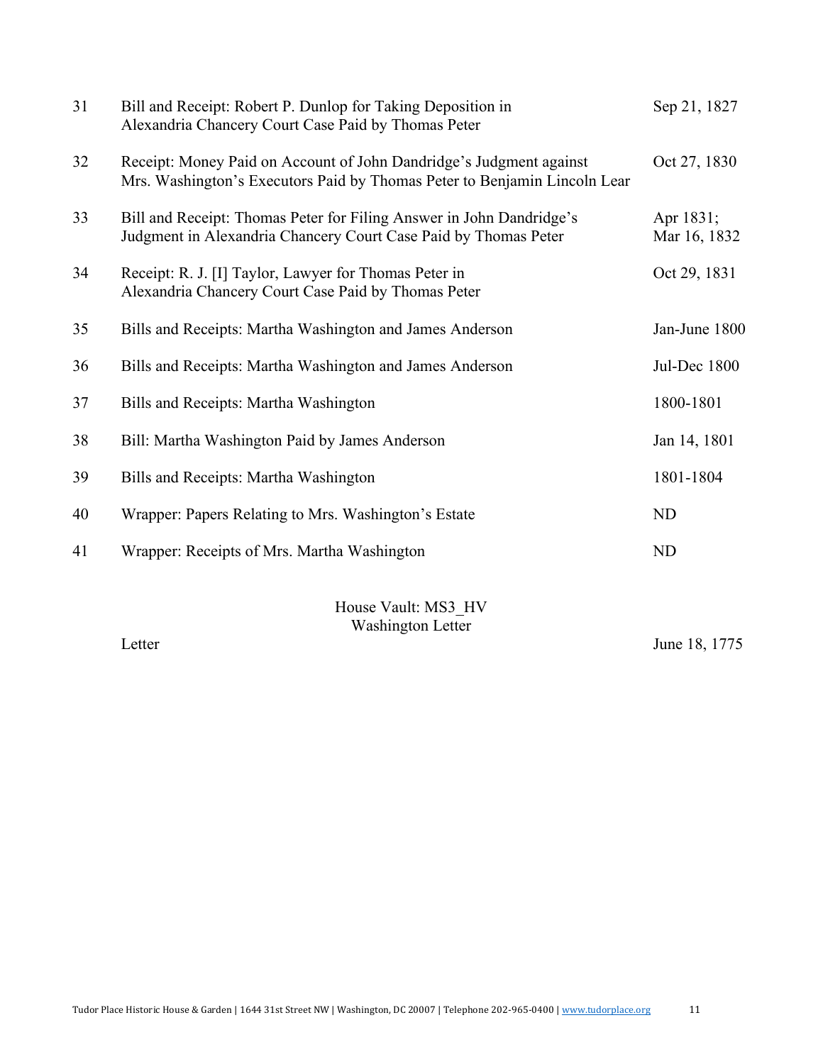| | | |
|---|---|---|
| 31 | Bill and Receipt: Robert P. Dunlop for Taking Deposition in Alexandria Chancery Court Case Paid by Thomas Peter | Sep 21, 1827 |
| 32 | Receipt: Money Paid on Account of John Dandridge's Judgment against Mrs. Washington's Executors Paid by Thomas Peter to Benjamin Lincoln Lear | Oct 27, 1830 |
| 33 | Bill and Receipt: Thomas Peter for Filing Answer in John Dandridge's Judgment in Alexandria Chancery Court Case Paid by Thomas Peter | Apr 1831; Mar 16, 1832 |
| 34 | Receipt: R. J. [I] Taylor, Lawyer for Thomas Peter in Alexandria Chancery Court Case Paid by Thomas Peter | Oct 29, 1831 |
| 35 | Bills and Receipts: Martha Washington and James Anderson | Jan-June 1800 |
| 36 | Bills and Receipts: Martha Washington and James Anderson | Jul-Dec 1800 |
| 37 | Bills and Receipts: Martha Washington | 1800-1801 |
| 38 | Bill: Martha Washington Paid by James Anderson | Jan 14, 1801 |
| 39 | Bills and Receipts: Martha Washington | 1801-1804 |
| 40 | Wrapper: Papers Relating to Mrs. Washington's Estate | ND |
| 41 | Wrapper: Receipts of Mrs. Martha Washington | ND |

House Vault: MS3_HV
Washington Letter

| | | |
|---|---|---|
| | Letter | June 18, 1775 |